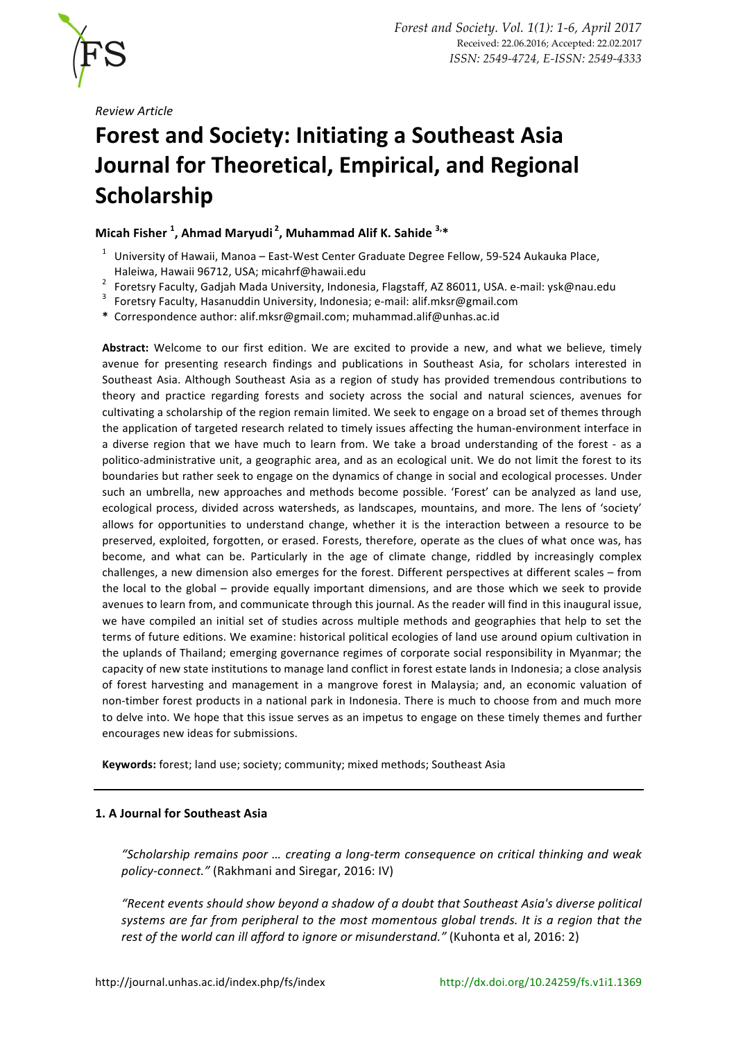*Review Article*

# Forest and Society: Initiating a Southeast Asia Journal for Theoretical, Empirical, and Regional Scholarship

**Micah Fisher [1], Ahmad Maryudi [2], Muhammad Alif K. Sahide [3,]***

[1] University of Hawaii, Manoa – East-West Center Graduate Degree Fellow, 59-524 Aukauka Place, Haleiwa, Hawaii 96712, USA; micahrf@hawaii.edu

[2] Foretsry Faculty, Gadjah Mada University, Indonesia, Flagstaff, AZ 86011, USA. e-mail: ysk@nau.edu

[3] Foretsry Faculty, Hasanuddin University, Indonesia; e-mail: alif.mksr@gmail.com

* Correspondence author: alif.mksr@gmail.com; muhammad.alif@unhas.ac.id

**Abstract:** Welcome to our first edition. We are excited to provide a new, and what we believe, timely avenue for presenting research findings and publications in Southeast Asia, for scholars interested in Southeast Asia. Although Southeast Asia as a region of study has provided tremendous contributions to theory and practice regarding forests and society across the social and natural sciences, avenues for cultivating a scholarship of the region remain limited. We seek to engage on a broad set of themes through the application of targeted research related to timely issues affecting the human-environment interface in a diverse region that we have much to learn from. We take a broad understanding of the forest - as a politico-administrative unit, a geographic area, and as an ecological unit. We do not limit the forest to its boundaries but rather seek to engage on the dynamics of change in social and ecological processes. Under such an umbrella, new approaches and methods become possible. 'Forest' can be analyzed as land use, ecological process, divided across watersheds, as landscapes, mountains, and more. The lens of 'society' allows for opportunities to understand change, whether it is the interaction between a resource to be preserved, exploited, forgotten, or erased. Forests, therefore, operate as the clues of what once was, has become, and what can be. Particularly in the age of climate change, riddled by increasingly complex challenges, a new dimension also emerges for the forest. Different perspectives at different scales – from the local to the global – provide equally important dimensions, and are those which we seek to provide avenues to learn from, and communicate through this journal. As the reader will find in this inaugural issue, we have compiled an initial set of studies across multiple methods and geographies that help to set the terms of future editions. We examine: historical political ecologies of land use around opium cultivation in the uplands of Thailand; emerging governance regimes of corporate social responsibility in Myanmar; the capacity of new state institutions to manage land conflict in forest estate lands in Indonesia; a close analysis of forest harvesting and management in a mangrove forest in Malaysia; and, an economic valuation of non-timber forest products in a national park in Indonesia. There is much to choose from and much more to delve into. We hope that this issue serves as an impetus to engage on these timely themes and further encourages new ideas for submissions.

**Keywords:** forest; land use; society; community; mixed methods; Southeast Asia

---

## 1. A Journal for Southeast Asia

> *"Scholarship remains poor … creating a long-term consequence on critical thinking and weak policy-connect."* (Rakhmani and Siregar, 2016: IV)

> *"Recent events should show beyond a shadow of a doubt that Southeast Asia's diverse political systems are far from peripheral to the most momentous global trends. It is a region that the rest of the world can ill afford to ignore or misunderstand."* (Kuhonta et al, 2016: 2)

http://journal.unhas.ac.id/index.php/fs/index http://dx.doi.org/10.24259/fs.v1i1.1369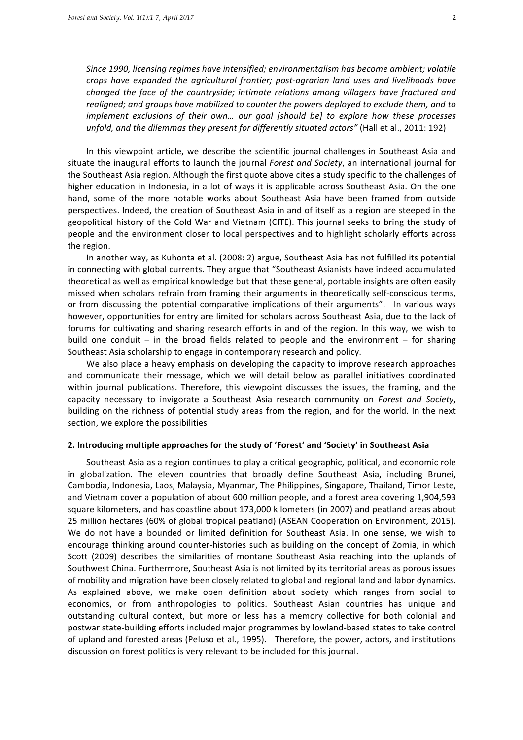*Since 1990, licensing regimes have intensified; environmentalism has become ambient; volatile crops have expanded the agricultural frontier; post-agrarian land uses and livelihoods have changed the face of the countryside; intimate relations among villagers have fractured and realigned; and groups have mobilized to counter the powers deployed to exclude them, and to implement exclusions of their own… our goal [should be] to explore how these processes unfold, and the dilemmas they present for differently situated actors"* (Hall et al., 2011: 192)

In this viewpoint article, we describe the scientific journal challenges in Southeast Asia and situate the inaugural efforts to launch the journal *Forest and Society*, an international journal for the Southeast Asia region. Although the first quote above cites a study specific to the challenges of higher education in Indonesia, in a lot of ways it is applicable across Southeast Asia. On the one hand, some of the more notable works about Southeast Asia have been framed from outside perspectives. Indeed, the creation of Southeast Asia in and of itself as a region are steeped in the geopolitical history of the Cold War and Vietnam (CITE). This journal seeks to bring the study of people and the environment closer to local perspectives and to highlight scholarly efforts across the region.

In another way, as Kuhonta et al. (2008: 2) argue, Southeast Asia has not fulfilled its potential in connecting with global currents. They argue that "Southeast Asianists have indeed accumulated theoretical as well as empirical knowledge but that these general, portable insights are often easily missed when scholars refrain from framing their arguments in theoretically self-conscious terms, or from discussing the potential comparative implications of their arguments". In various ways however, opportunities for entry are limited for scholars across Southeast Asia, due to the lack of forums for cultivating and sharing research efforts in and of the region. In this way, we wish to build one conduit – in the broad fields related to people and the environment – for sharing Southeast Asia scholarship to engage in contemporary research and policy.

We also place a heavy emphasis on developing the capacity to improve research approaches and communicate their message, which we will detail below as parallel initiatives coordinated within journal publications. Therefore, this viewpoint discusses the issues, the framing, and the capacity necessary to invigorate a Southeast Asia research community on *Forest and Society*, building on the richness of potential study areas from the region, and for the world. In the next section, we explore the possibilities

## 2. Introducing multiple approaches for the study of 'Forest' and 'Society' in Southeast Asia

Southeast Asia as a region continues to play a critical geographic, political, and economic role in globalization. The eleven countries that broadly define Southeast Asia, including Brunei, Cambodia, Indonesia, Laos, Malaysia, Myanmar, The Philippines, Singapore, Thailand, Timor Leste, and Vietnam cover a population of about 600 million people, and a forest area covering 1,904,593 square kilometers, and has coastline about 173,000 kilometers (in 2007) and peatland areas about 25 million hectares (60% of global tropical peatland) (ASEAN Cooperation on Environment, 2015). We do not have a bounded or limited definition for Southeast Asia. In one sense, we wish to encourage thinking around counter-histories such as building on the concept of Zomia, in which Scott (2009) describes the similarities of montane Southeast Asia reaching into the uplands of Southwest China. Furthermore, Southeast Asia is not limited by its territorial areas as porous issues of mobility and migration have been closely related to global and regional land and labor dynamics. As explained above, we make open definition about society which ranges from social to economics, or from anthropologies to politics. Southeast Asian countries has unique and outstanding cultural context, but more or less has a memory collective for both colonial and postwar state-building efforts included major programmes by lowland-based states to take control of upland and forested areas (Peluso et al., 1995). Therefore, the power, actors, and institutions discussion on forest politics is very relevant to be included for this journal.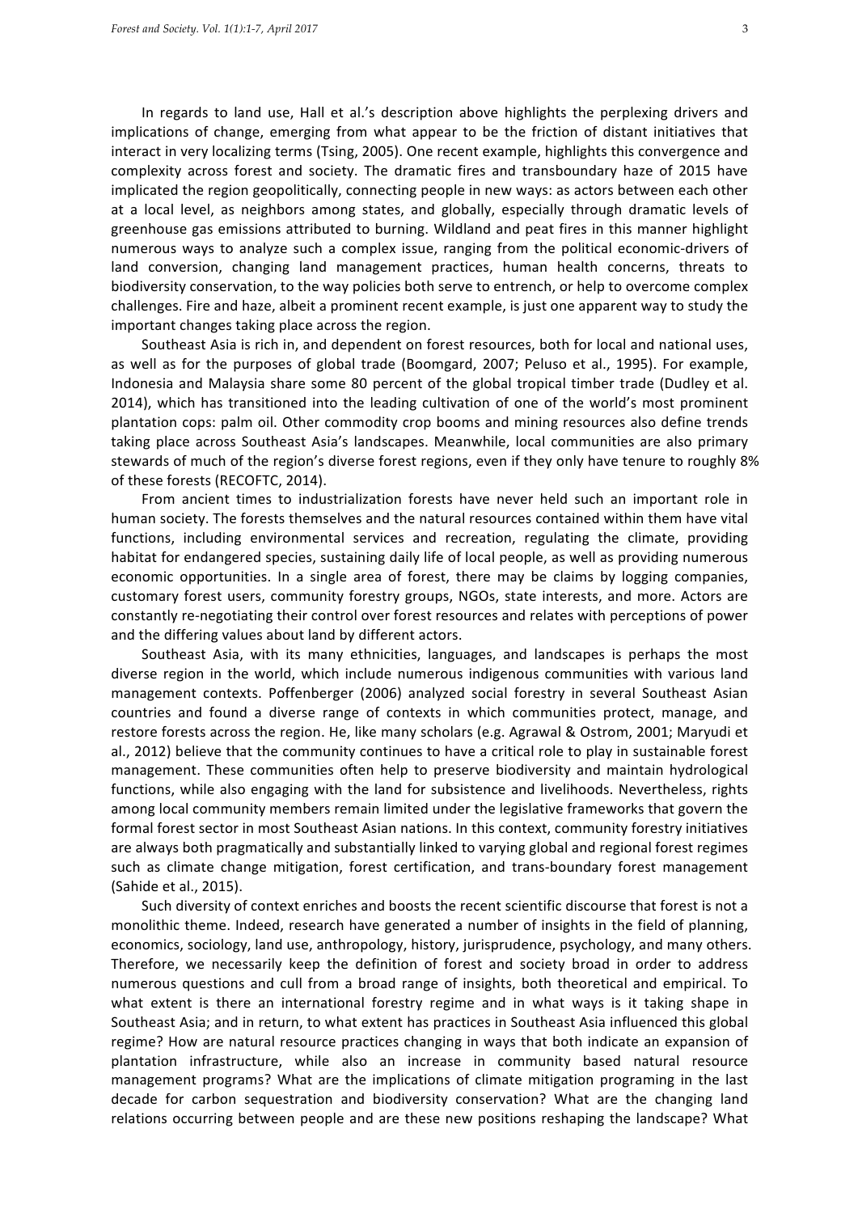In regards to land use, Hall et al.'s description above highlights the perplexing drivers and implications of change, emerging from what appear to be the friction of distant initiatives that interact in very localizing terms (Tsing, 2005). One recent example, highlights this convergence and complexity across forest and society. The dramatic fires and transboundary haze of 2015 have implicated the region geopolitically, connecting people in new ways: as actors between each other at a local level, as neighbors among states, and globally, especially through dramatic levels of greenhouse gas emissions attributed to burning. Wildland and peat fires in this manner highlight numerous ways to analyze such a complex issue, ranging from the political economic-drivers of land conversion, changing land management practices, human health concerns, threats to biodiversity conservation, to the way policies both serve to entrench, or help to overcome complex challenges. Fire and haze, albeit a prominent recent example, is just one apparent way to study the important changes taking place across the region.

Southeast Asia is rich in, and dependent on forest resources, both for local and national uses, as well as for the purposes of global trade (Boomgard, 2007; Peluso et al., 1995). For example, Indonesia and Malaysia share some 80 percent of the global tropical timber trade (Dudley et al. 2014), which has transitioned into the leading cultivation of one of the world's most prominent plantation cops: palm oil. Other commodity crop booms and mining resources also define trends taking place across Southeast Asia's landscapes. Meanwhile, local communities are also primary stewards of much of the region's diverse forest regions, even if they only have tenure to roughly 8% of these forests (RECOFTC, 2014).

From ancient times to industrialization forests have never held such an important role in human society. The forests themselves and the natural resources contained within them have vital functions, including environmental services and recreation, regulating the climate, providing habitat for endangered species, sustaining daily life of local people, as well as providing numerous economic opportunities. In a single area of forest, there may be claims by logging companies, customary forest users, community forestry groups, NGOs, state interests, and more. Actors are constantly re-negotiating their control over forest resources and relates with perceptions of power and the differing values about land by different actors.

Southeast Asia, with its many ethnicities, languages, and landscapes is perhaps the most diverse region in the world, which include numerous indigenous communities with various land management contexts. Poffenberger (2006) analyzed social forestry in several Southeast Asian countries and found a diverse range of contexts in which communities protect, manage, and restore forests across the region. He, like many scholars (e.g. Agrawal & Ostrom, 2001; Maryudi et al., 2012) believe that the community continues to have a critical role to play in sustainable forest management. These communities often help to preserve biodiversity and maintain hydrological functions, while also engaging with the land for subsistence and livelihoods. Nevertheless, rights among local community members remain limited under the legislative frameworks that govern the formal forest sector in most Southeast Asian nations. In this context, community forestry initiatives are always both pragmatically and substantially linked to varying global and regional forest regimes such as climate change mitigation, forest certification, and trans-boundary forest management (Sahide et al., 2015).

Such diversity of context enriches and boosts the recent scientific discourse that forest is not a monolithic theme. Indeed, research have generated a number of insights in the field of planning, economics, sociology, land use, anthropology, history, jurisprudence, psychology, and many others. Therefore, we necessarily keep the definition of forest and society broad in order to address numerous questions and cull from a broad range of insights, both theoretical and empirical. To what extent is there an international forestry regime and in what ways is it taking shape in Southeast Asia; and in return, to what extent has practices in Southeast Asia influenced this global regime? How are natural resource practices changing in ways that both indicate an expansion of plantation infrastructure, while also an increase in community based natural resource management programs? What are the implications of climate mitigation programing in the last decade for carbon sequestration and biodiversity conservation? What are the changing land relations occurring between people and are these new positions reshaping the landscape? What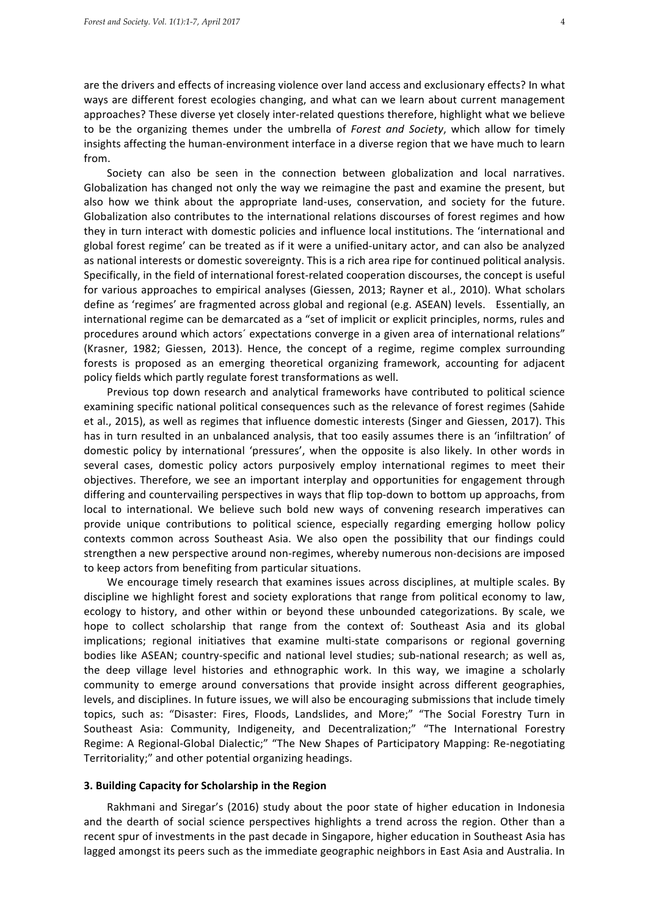are the drivers and effects of increasing violence over land access and exclusionary effects? In what ways are different forest ecologies changing, and what can we learn about current management approaches? These diverse yet closely inter-related questions therefore, highlight what we believe to be the organizing themes under the umbrella of *Forest and Society*, which allow for timely insights affecting the human-environment interface in a diverse region that we have much to learn from.

Society can also be seen in the connection between globalization and local narratives. Globalization has changed not only the way we reimagine the past and examine the present, but also how we think about the appropriate land-uses, conservation, and society for the future. Globalization also contributes to the international relations discourses of forest regimes and how they in turn interact with domestic policies and influence local institutions. The 'international and global forest regime' can be treated as if it were a unified-unitary actor, and can also be analyzed as national interests or domestic sovereignty. This is a rich area ripe for continued political analysis. Specifically, in the field of international forest-related cooperation discourses, the concept is useful for various approaches to empirical analyses (Giessen, 2013; Rayner et al., 2010). What scholars define as 'regimes' are fragmented across global and regional (e.g. ASEAN) levels. Essentially, an international regime can be demarcated as a "set of implicit or explicit principles, norms, rules and procedures around which actors´ expectations converge in a given area of international relations" (Krasner, 1982; Giessen, 2013). Hence, the concept of a regime, regime complex surrounding forests is proposed as an emerging theoretical organizing framework, accounting for adjacent policy fields which partly regulate forest transformations as well.

Previous top down research and analytical frameworks have contributed to political science examining specific national political consequences such as the relevance of forest regimes (Sahide et al., 2015), as well as regimes that influence domestic interests (Singer and Giessen, 2017). This has in turn resulted in an unbalanced analysis, that too easily assumes there is an 'infiltration' of domestic policy by international 'pressures', when the opposite is also likely. In other words in several cases, domestic policy actors purposively employ international regimes to meet their objectives. Therefore, we see an important interplay and opportunities for engagement through differing and countervailing perspectives in ways that flip top-down to bottom up approachs, from local to international. We believe such bold new ways of convening research imperatives can provide unique contributions to political science, especially regarding emerging hollow policy contexts common across Southeast Asia. We also open the possibility that our findings could strengthen a new perspective around non-regimes, whereby numerous non-decisions are imposed to keep actors from benefiting from particular situations.

We encourage timely research that examines issues across disciplines, at multiple scales. By discipline we highlight forest and society explorations that range from political economy to law, ecology to history, and other within or beyond these unbounded categorizations. By scale, we hope to collect scholarship that range from the context of: Southeast Asia and its global implications; regional initiatives that examine multi-state comparisons or regional governing bodies like ASEAN; country-specific and national level studies; sub-national research; as well as, the deep village level histories and ethnographic work. In this way, we imagine a scholarly community to emerge around conversations that provide insight across different geographies, levels, and disciplines. In future issues, we will also be encouraging submissions that include timely topics, such as: "Disaster: Fires, Floods, Landslides, and More;" "The Social Forestry Turn in Southeast Asia: Community, Indigeneity, and Decentralization;" "The International Forestry Regime: A Regional-Global Dialectic;" "The New Shapes of Participatory Mapping: Re-negotiating Territoriality;" and other potential organizing headings.

## 3. Building Capacity for Scholarship in the Region

Rakhmani and Siregar's (2016) study about the poor state of higher education in Indonesia and the dearth of social science perspectives highlights a trend across the region. Other than a recent spur of investments in the past decade in Singapore, higher education in Southeast Asia has lagged amongst its peers such as the immediate geographic neighbors in East Asia and Australia. In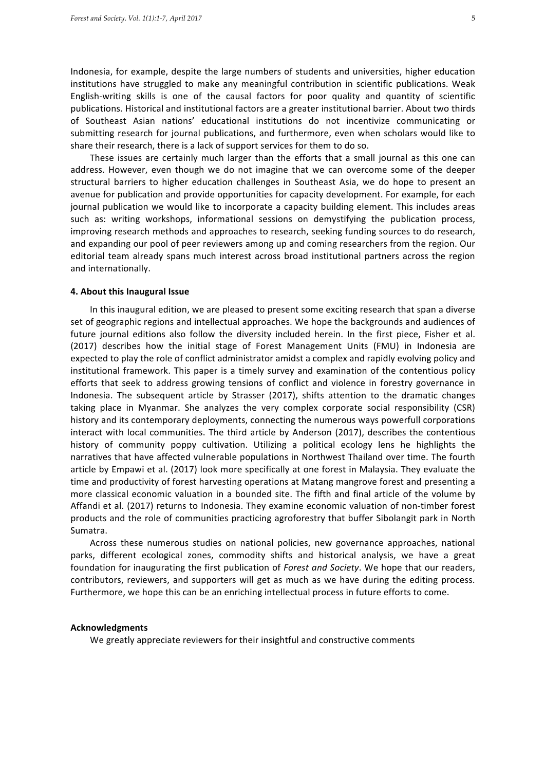Indonesia, for example, despite the large numbers of students and universities, higher education institutions have struggled to make any meaningful contribution in scientific publications. Weak English-writing skills is one of the causal factors for poor quality and quantity of scientific publications. Historical and institutional factors are a greater institutional barrier. About two thirds of Southeast Asian nations' educational institutions do not incentivize communicating or submitting research for journal publications, and furthermore, even when scholars would like to share their research, there is a lack of support services for them to do so.

These issues are certainly much larger than the efforts that a small journal as this one can address. However, even though we do not imagine that we can overcome some of the deeper structural barriers to higher education challenges in Southeast Asia, we do hope to present an avenue for publication and provide opportunities for capacity development. For example, for each journal publication we would like to incorporate a capacity building element. This includes areas such as: writing workshops, informational sessions on demystifying the publication process, improving research methods and approaches to research, seeking funding sources to do research, and expanding our pool of peer reviewers among up and coming researchers from the region. Our editorial team already spans much interest across broad institutional partners across the region and internationally.

#### 4. About this Inaugural Issue

In this inaugural edition, we are pleased to present some exciting research that span a diverse set of geographic regions and intellectual approaches. We hope the backgrounds and audiences of future journal editions also follow the diversity included herein. In the first piece, Fisher et al. (2017) describes how the initial stage of Forest Management Units (FMU) in Indonesia are expected to play the role of conflict administrator amidst a complex and rapidly evolving policy and institutional framework. This paper is a timely survey and examination of the contentious policy efforts that seek to address growing tensions of conflict and violence in forestry governance in Indonesia. The subsequent article by Strasser (2017), shifts attention to the dramatic changes taking place in Myanmar. She analyzes the very complex corporate social responsibility (CSR) history and its contemporary deployments, connecting the numerous ways powerfull corporations interact with local communities. The third article by Anderson (2017), describes the contentious history of community poppy cultivation. Utilizing a political ecology lens he highlights the narratives that have affected vulnerable populations in Northwest Thailand over time. The fourth article by Empawi et al. (2017) look more specifically at one forest in Malaysia. They evaluate the time and productivity of forest harvesting operations at Matang mangrove forest and presenting a more classical economic valuation in a bounded site. The fifth and final article of the volume by Affandi et al. (2017) returns to Indonesia. They examine economic valuation of non-timber forest products and the role of communities practicing agroforestry that buffer Sibolangit park in North Sumatra.

Across these numerous studies on national policies, new governance approaches, national parks, different ecological zones, commodity shifts and historical analysis, we have a great foundation for inaugurating the first publication of *Forest and Society*. We hope that our readers, contributors, reviewers, and supporters will get as much as we have during the editing process. Furthermore, we hope this can be an enriching intellectual process in future efforts to come.

#### Acknowledgments

We greatly appreciate reviewers for their insightful and constructive comments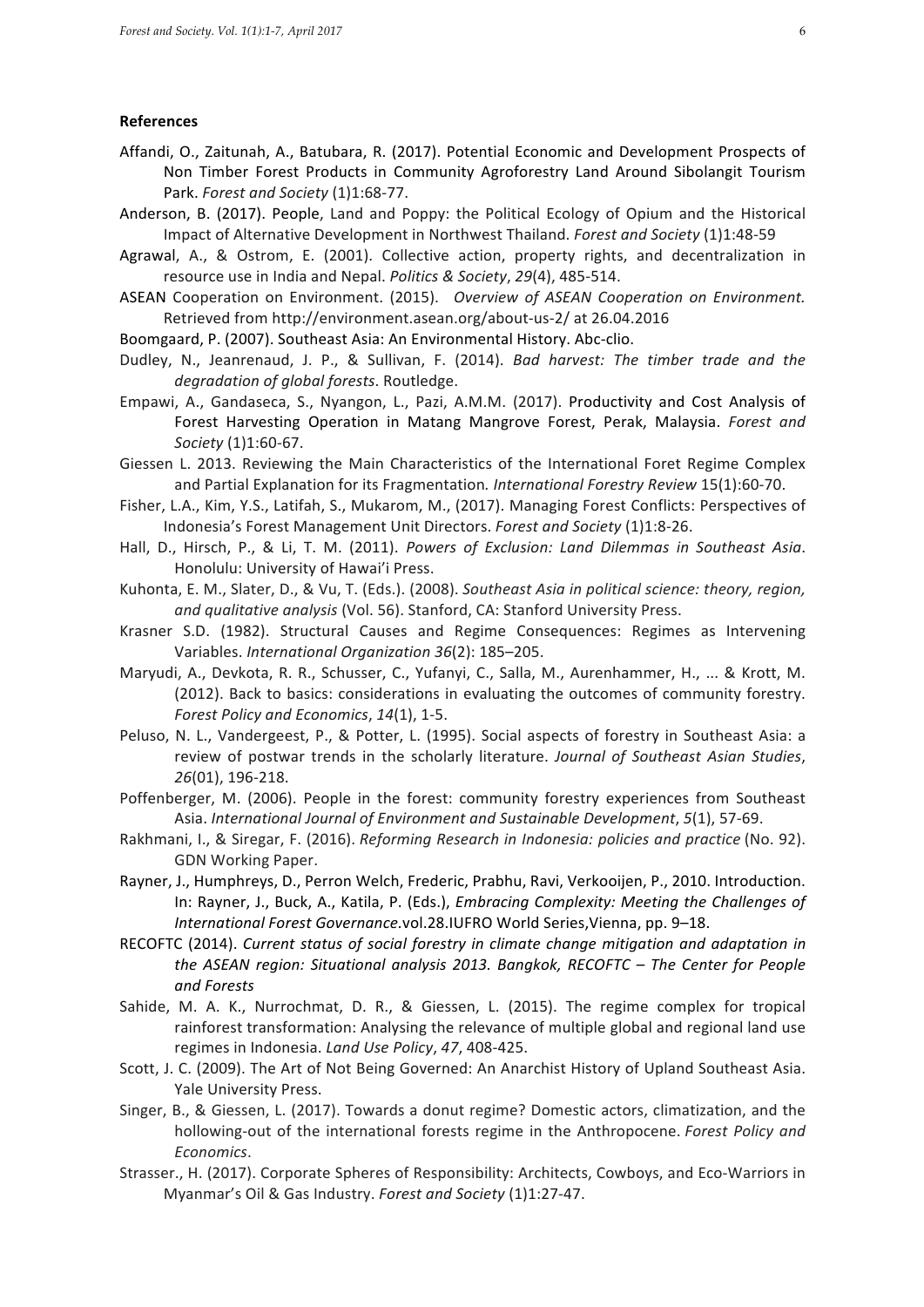## References

Affandi, O., Zaitunah, A., Batubara, R. (2017). Potential Economic and Development Prospects of Non Timber Forest Products in Community Agroforestry Land Around Sibolangit Tourism Park. *Forest and Society* (1)1:68-77.

Anderson, B. (2017). People, Land and Poppy: the Political Ecology of Opium and the Historical Impact of Alternative Development in Northwest Thailand. *Forest and Society* (1)1:48-59

Agrawal, A., & Ostrom, E. (2001). Collective action, property rights, and decentralization in resource use in India and Nepal. *Politics & Society*, *29*(4), 485-514.

ASEAN Cooperation on Environment. (2015). *Overview of ASEAN Cooperation on Environment.* Retrieved from http://environment.asean.org/about-us-2/ at 26.04.2016

Boomgaard, P. (2007). Southeast Asia: An Environmental History. Abc-clio.

Dudley, N., Jeanrenaud, J. P., & Sullivan, F. (2014). *Bad harvest: The timber trade and the degradation of global forests*. Routledge.

Empawi, A., Gandaseca, S., Nyangon, L., Pazi, A.M.M. (2017). Productivity and Cost Analysis of Forest Harvesting Operation in Matang Mangrove Forest, Perak, Malaysia. *Forest and Society* (1)1:60-67.

Giessen L. 2013. Reviewing the Main Characteristics of the International Foret Regime Complex and Partial Explanation for its Fragmentation. *International Forestry Review* 15(1):60-70.

Fisher, L.A., Kim, Y.S., Latifah, S., Mukarom, M., (2017). Managing Forest Conflicts: Perspectives of Indonesia's Forest Management Unit Directors. *Forest and Society* (1)1:8-26.

Hall, D., Hirsch, P., & Li, T. M. (2011). *Powers of Exclusion: Land Dilemmas in Southeast Asia*. Honolulu: University of Hawai'i Press.

Kuhonta, E. M., Slater, D., & Vu, T. (Eds.). (2008). *Southeast Asia in political science: theory, region, and qualitative analysis* (Vol. 56). Stanford, CA: Stanford University Press.

Krasner S.D. (1982). Structural Causes and Regime Consequences: Regimes as Intervening Variables. *International Organization 36*(2): 185–205.

Maryudi, A., Devkota, R. R., Schusser, C., Yufanyi, C., Salla, M., Aurenhammer, H., ... & Krott, M. (2012). Back to basics: considerations in evaluating the outcomes of community forestry. *Forest Policy and Economics*, *14*(1), 1-5.

Peluso, N. L., Vandergeest, P., & Potter, L. (1995). Social aspects of forestry in Southeast Asia: a review of postwar trends in the scholarly literature. *Journal of Southeast Asian Studies*, *26*(01), 196-218.

Poffenberger, M. (2006). People in the forest: community forestry experiences from Southeast Asia. *International Journal of Environment and Sustainable Development*, *5*(1), 57-69.

Rakhmani, I., & Siregar, F. (2016). *Reforming Research in Indonesia: policies and practice* (No. 92). GDN Working Paper.

Rayner, J., Humphreys, D., Perron Welch, Frederic, Prabhu, Ravi, Verkooijen, P., 2010. Introduction. In: Rayner, J., Buck, A., Katila, P. (Eds.), *Embracing Complexity: Meeting the Challenges of International Forest Governance.*vol.28.IUFRO World Series,Vienna, pp. 9–18.

RECOFTC (2014). *Current status of social forestry in climate change mitigation and adaptation in the ASEAN region: Situational analysis 2013. Bangkok, RECOFTC – The Center for People and Forests*

Sahide, M. A. K., Nurrochmat, D. R., & Giessen, L. (2015). The regime complex for tropical rainforest transformation: Analysing the relevance of multiple global and regional land use regimes in Indonesia. *Land Use Policy*, *47*, 408-425.

Scott, J. C. (2009). The Art of Not Being Governed: An Anarchist History of Upland Southeast Asia. Yale University Press.

Singer, B., & Giessen, L. (2017). Towards a donut regime? Domestic actors, climatization, and the hollowing-out of the international forests regime in the Anthropocene. *Forest Policy and Economics*.

Strasser., H. (2017). Corporate Spheres of Responsibility: Architects, Cowboys, and Eco-Warriors in Myanmar's Oil & Gas Industry. *Forest and Society* (1)1:27-47.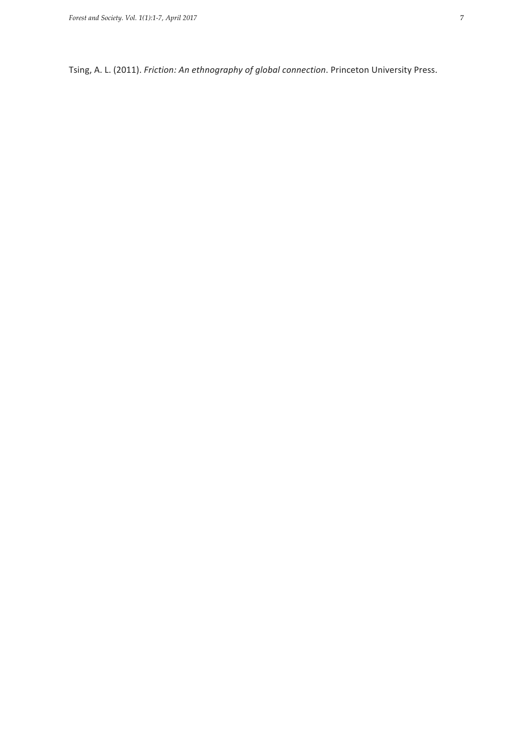Tsing, A. L. (2011). *Friction: An ethnography of global connection*. Princeton University Press.